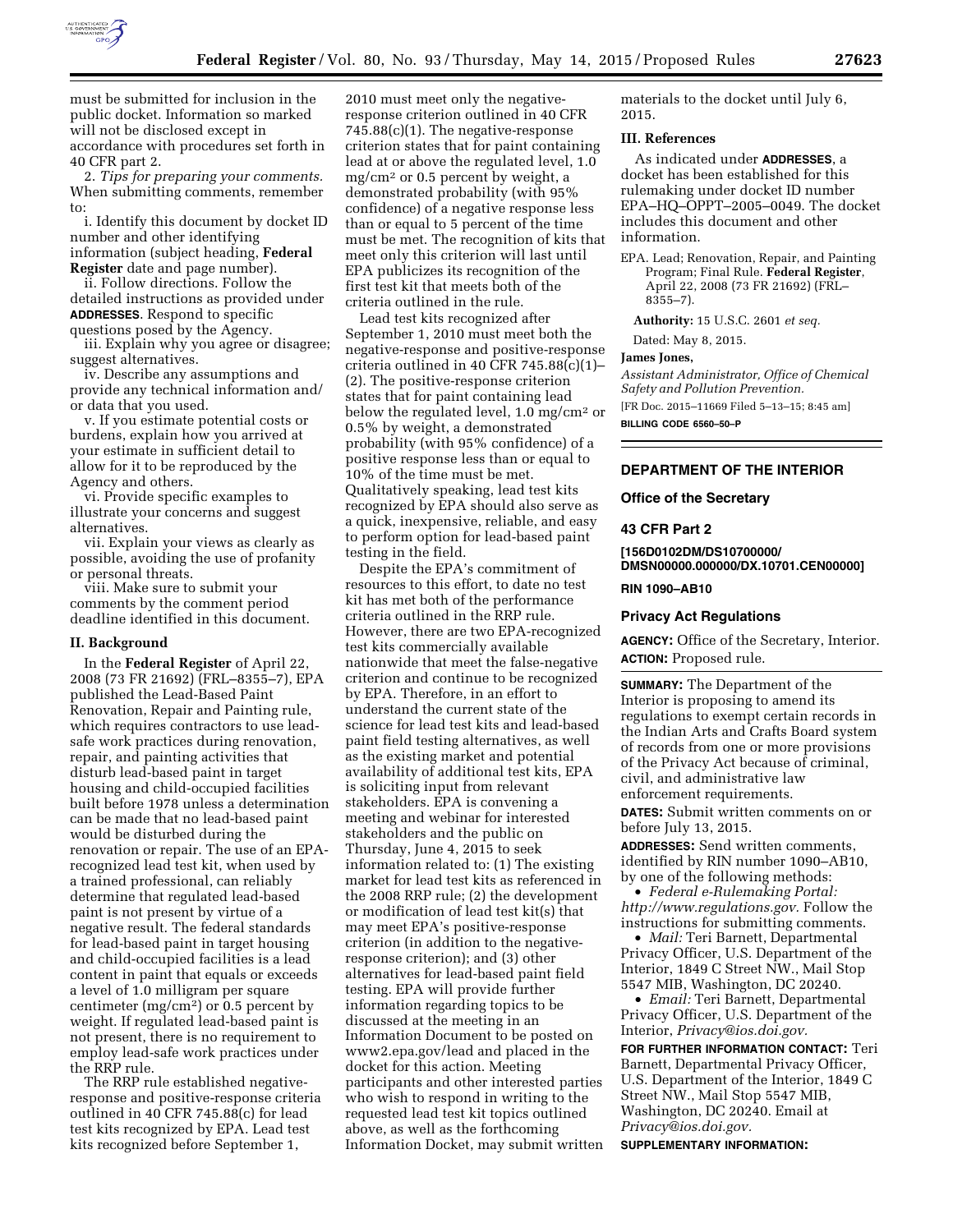must be submitted for inclusion in the public docket. Information so marked will not be disclosed except in accordance with procedures set forth in 40 CFR part 2.

2. *Tips for preparing your comments.* When submitting comments, remember to:

i. Identify this document by docket ID number and other identifying information (subject heading, **Federal Register** date and page number).

ii. Follow directions. Follow the detailed instructions as provided under **ADDRESSES**. Respond to specific questions posed by the Agency.

iii. Explain why you agree or disagree; suggest alternatives.

iv. Describe any assumptions and provide any technical information and/or data that you used.

v. If you estimate potential costs or burdens, explain how you arrived at your estimate in sufficient detail to allow for it to be reproduced by the Agency and others.

vi. Provide specific examples to illustrate your concerns and suggest alternatives.

vii. Explain your views as clearly as possible, avoiding the use of profanity or personal threats.

viii. Make sure to submit your comments by the comment period deadline identified in this document.

## II. Background

In the **Federal Register** of April 22, 2008 (73 FR 21692) (FRL–8355–7), EPA published the Lead-Based Paint Renovation, Repair and Painting rule, which requires contractors to use lead-safe work practices during renovation, repair, and painting activities that disturb lead-based paint in target housing and child-occupied facilities built before 1978 unless a determination can be made that no lead-based paint would be disturbed during the renovation or repair. The use of an EPA-recognized lead test kit, when used by a trained professional, can reliably determine that regulated lead-based paint is not present by virtue of a negative result. The federal standards for lead-based paint in target housing and child-occupied facilities is a lead content in paint that equals or exceeds a level of 1.0 milligram per square centimeter (mg/cm$^2$) or 0.5 percent by weight. If regulated lead-based paint is not present, there is no requirement to employ lead-safe work practices under the RRP rule.

The RRP rule established negative-response and positive-response criteria outlined in 40 CFR 745.88(c) for lead test kits recognized by EPA. Lead test kits recognized before September 1, 2010 must meet only the negative-response criterion outlined in 40 CFR 745.88(c)(1). The negative-response criterion states that for paint containing lead at or above the regulated level, 1.0 mg/cm$^2$ or 0.5 percent by weight, a demonstrated probability (with 95% confidence) of a negative response less than or equal to 5 percent of the time must be met. The recognition of kits that meet only this criterion will last until EPA publicizes its recognition of the first test kit that meets both of the criteria outlined in the rule.

Lead test kits recognized after September 1, 2010 must meet both the negative-response and positive-response criteria outlined in 40 CFR 745.88(c)(1)–(2). The positive-response criterion states that for paint containing lead below the regulated level, 1.0 mg/cm$^2$ or 0.5% by weight, a demonstrated probability (with 95% confidence) of a positive response less than or equal to 10% of the time must be met. Qualitatively speaking, lead test kits recognized by EPA should also serve as a quick, inexpensive, reliable, and easy to perform option for lead-based paint testing in the field.

Despite the EPA's commitment of resources to this effort, to date no test kit has met both of the performance criteria outlined in the RRP rule. However, there are two EPA-recognized test kits commercially available nationwide that meet the false-negative criterion and continue to be recognized by EPA. Therefore, in an effort to understand the current state of the science for lead test kits and lead-based paint field testing alternatives, as well as the existing market and potential availability of additional test kits, EPA is soliciting input from relevant stakeholders. EPA is convening a meeting and webinar for interested stakeholders and the public on Thursday, June 4, 2015 to seek information related to: (1) The existing market for lead test kits as referenced in the 2008 RRP rule; (2) the development or modification of lead test kit(s) that may meet EPA's positive-response criterion (in addition to the negative-response criterion); and (3) other alternatives for lead-based paint field testing. EPA will provide further information regarding topics to be discussed at the meeting in an Information Document to be posted on www2.epa.gov/lead and placed in the docket for this action. Meeting participants and other interested parties who wish to respond in writing to the requested lead test kit topics outlined above, as well as the forthcoming Information Docket, may submit written materials to the docket until July 6, 2015.

## III. References

As indicated under **ADDRESSES**, a docket has been established for this rulemaking under docket ID number EPA–HQ–OPPT–2005–0049. The docket includes this document and other information.

EPA. Lead; Renovation, Repair, and Painting Program; Final Rule. **Federal Register**, April 22, 2008 (73 FR 21692) (FRL–8355–7).

**Authority:** 15 U.S.C. 2601 *et seq.*

Dated: May 8, 2015.

**James Jones,**

*Assistant Administrator, Office of Chemical Safety and Pollution Prevention.*

[FR Doc. 2015–11669 Filed 5–13–15; 8:45 am]

**BILLING CODE 6560–50–P**

---

# DEPARTMENT OF THE INTERIOR

## Office of the Secretary

## 43 CFR Part 2

**[156D0102DM/DS10700000/DMSN00000.000000/DX.10701.CEN00000]**

**RIN 1090–AB10**

## Privacy Act Regulations

**AGENCY:** Office of the Secretary, Interior.

**ACTION:** Proposed rule.

**SUMMARY:** The Department of the Interior is proposing to amend its regulations to exempt certain records in the Indian Arts and Crafts Board system of records from one or more provisions of the Privacy Act because of criminal, civil, and administrative law enforcement requirements.

**DATES:** Submit written comments on or before July 13, 2015.

**ADDRESSES:** Send written comments, identified by RIN number 1090–AB10, by one of the following methods:

- *Federal e-Rulemaking Portal: http://www.regulations.gov.* Follow the instructions for submitting comments.
- *Mail:* Teri Barnett, Departmental Privacy Officer, U.S. Department of the Interior, 1849 C Street NW., Mail Stop 5547 MIB, Washington, DC 20240.
- *Email:* Teri Barnett, Departmental Privacy Officer, U.S. Department of the Interior, *Privacy@ios.doi.gov.*

**FOR FURTHER INFORMATION CONTACT:** Teri Barnett, Departmental Privacy Officer, U.S. Department of the Interior, 1849 C Street NW., Mail Stop 5547 MIB, Washington, DC 20240. Email at *Privacy@ios.doi.gov.*

**SUPPLEMENTARY INFORMATION:**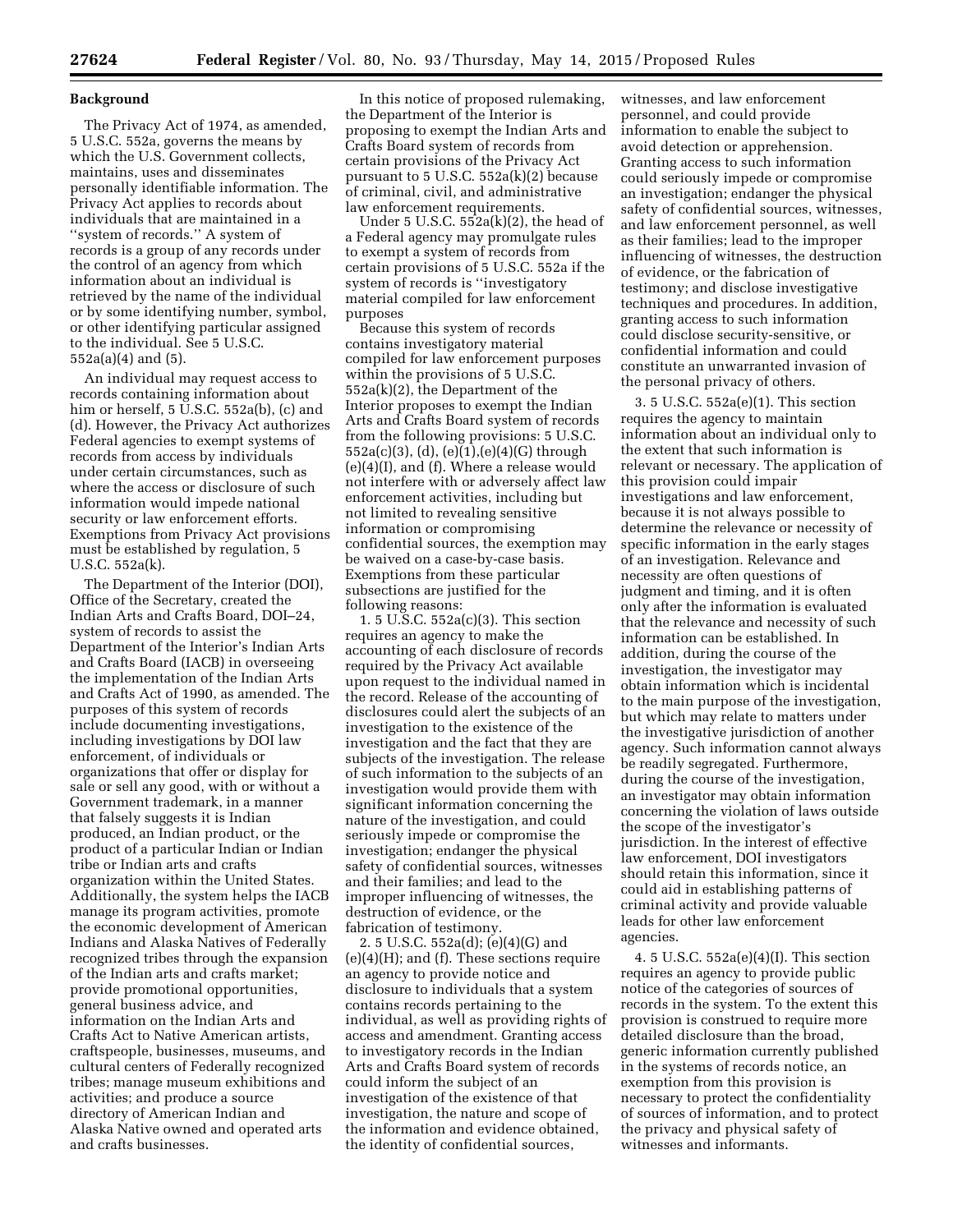## Background

The Privacy Act of 1974, as amended, 5 U.S.C. 552a, governs the means by which the U.S. Government collects, maintains, uses and disseminates personally identifiable information. The Privacy Act applies to records about individuals that are maintained in a ''system of records.'' A system of records is a group of any records under the control of an agency from which information about an individual is retrieved by the name of the individual or by some identifying number, symbol, or other identifying particular assigned to the individual. See 5 U.S.C. 552a(a)(4) and (5).

An individual may request access to records containing information about him or herself, 5 U.S.C. 552a(b), (c) and (d). However, the Privacy Act authorizes Federal agencies to exempt systems of records from access by individuals under certain circumstances, such as where the access or disclosure of such information would impede national security or law enforcement efforts. Exemptions from Privacy Act provisions must be established by regulation, 5 U.S.C. 552a(k).

The Department of the Interior (DOI), Office of the Secretary, created the Indian Arts and Crafts Board, DOI–24, system of records to assist the Department of the Interior's Indian Arts and Crafts Board (IACB) in overseeing the implementation of the Indian Arts and Crafts Act of 1990, as amended. The purposes of this system of records include documenting investigations, including investigations by DOI law enforcement, of individuals or organizations that offer or display for sale or sell any good, with or without a Government trademark, in a manner that falsely suggests it is Indian produced, an Indian product, or the product of a particular Indian or Indian tribe or Indian arts and crafts organization within the United States. Additionally, the system helps the IACB manage its program activities, promote the economic development of American Indians and Alaska Natives of Federally recognized tribes through the expansion of the Indian arts and crafts market; provide promotional opportunities, general business advice, and information on the Indian Arts and Crafts Act to Native American artists, craftspeople, businesses, museums, and cultural centers of Federally recognized tribes; manage museum exhibitions and activities; and produce a source directory of American Indian and Alaska Native owned and operated arts and crafts businesses.

In this notice of proposed rulemaking, the Department of the Interior is proposing to exempt the Indian Arts and Crafts Board system of records from certain provisions of the Privacy Act pursuant to 5 U.S.C. 552a(k)(2) because of criminal, civil, and administrative law enforcement requirements.

Under 5 U.S.C. 552a(k)(2), the head of a Federal agency may promulgate rules to exempt a system of records from certain provisions of 5 U.S.C. 552a if the system of records is ''investigatory material compiled for law enforcement purposes

Because this system of records contains investigatory material compiled for law enforcement purposes within the provisions of 5 U.S.C. 552a(k)(2), the Department of the Interior proposes to exempt the Indian Arts and Crafts Board system of records from the following provisions: 5 U.S.C. 552a(c)(3), (d), (e)(1),(e)(4)(G) through (e)(4)(I), and (f). Where a release would not interfere with or adversely affect law enforcement activities, including but not limited to revealing sensitive information or compromising confidential sources, the exemption may be waived on a case-by-case basis. Exemptions from these particular subsections are justified for the following reasons:

1. 5 U.S.C. 552a(c)(3). This section requires an agency to make the accounting of each disclosure of records required by the Privacy Act available upon request to the individual named in the record. Release of the accounting of disclosures could alert the subjects of an investigation to the existence of the investigation and the fact that they are subjects of the investigation. The release of such information to the subjects of an investigation would provide them with significant information concerning the nature of the investigation, and could seriously impede or compromise the investigation; endanger the physical safety of confidential sources, witnesses and their families; and lead to the improper influencing of witnesses, the destruction of evidence, or the fabrication of testimony.

2. 5 U.S.C. 552a(d); (e)(4)(G) and (e)(4)(H); and (f). These sections require an agency to provide notice and disclosure to individuals that a system contains records pertaining to the individual, as well as providing rights of access and amendment. Granting access to investigatory records in the Indian Arts and Crafts Board system of records could inform the subject of an investigation of the existence of that investigation, the nature and scope of the information and evidence obtained, the identity of confidential sources, witnesses, and law enforcement personnel, and could provide information to enable the subject to avoid detection or apprehension. Granting access to such information could seriously impede or compromise an investigation; endanger the physical safety of confidential sources, witnesses, and law enforcement personnel, as well as their families; lead to the improper influencing of witnesses, the destruction of evidence, or the fabrication of testimony; and disclose investigative techniques and procedures. In addition, granting access to such information could disclose security-sensitive, or confidential information and could constitute an unwarranted invasion of the personal privacy of others.

3. 5 U.S.C. 552a(e)(1). This section requires the agency to maintain information about an individual only to the extent that such information is relevant or necessary. The application of this provision could impair investigations and law enforcement, because it is not always possible to determine the relevance or necessity of specific information in the early stages of an investigation. Relevance and necessity are often questions of judgment and timing, and it is often only after the information is evaluated that the relevance and necessity of such information can be established. In addition, during the course of the investigation, the investigator may obtain information which is incidental to the main purpose of the investigation, but which may relate to matters under the investigative jurisdiction of another agency. Such information cannot always be readily segregated. Furthermore, during the course of the investigation, an investigator may obtain information concerning the violation of laws outside the scope of the investigator's jurisdiction. In the interest of effective law enforcement, DOI investigators should retain this information, since it could aid in establishing patterns of criminal activity and provide valuable leads for other law enforcement agencies.

4. 5 U.S.C. 552a(e)(4)(I). This section requires an agency to provide public notice of the categories of sources of records in the system. To the extent this provision is construed to require more detailed disclosure than the broad, generic information currently published in the systems of records notice, an exemption from this provision is necessary to protect the confidentiality of sources of information, and to protect the privacy and physical safety of witnesses and informants.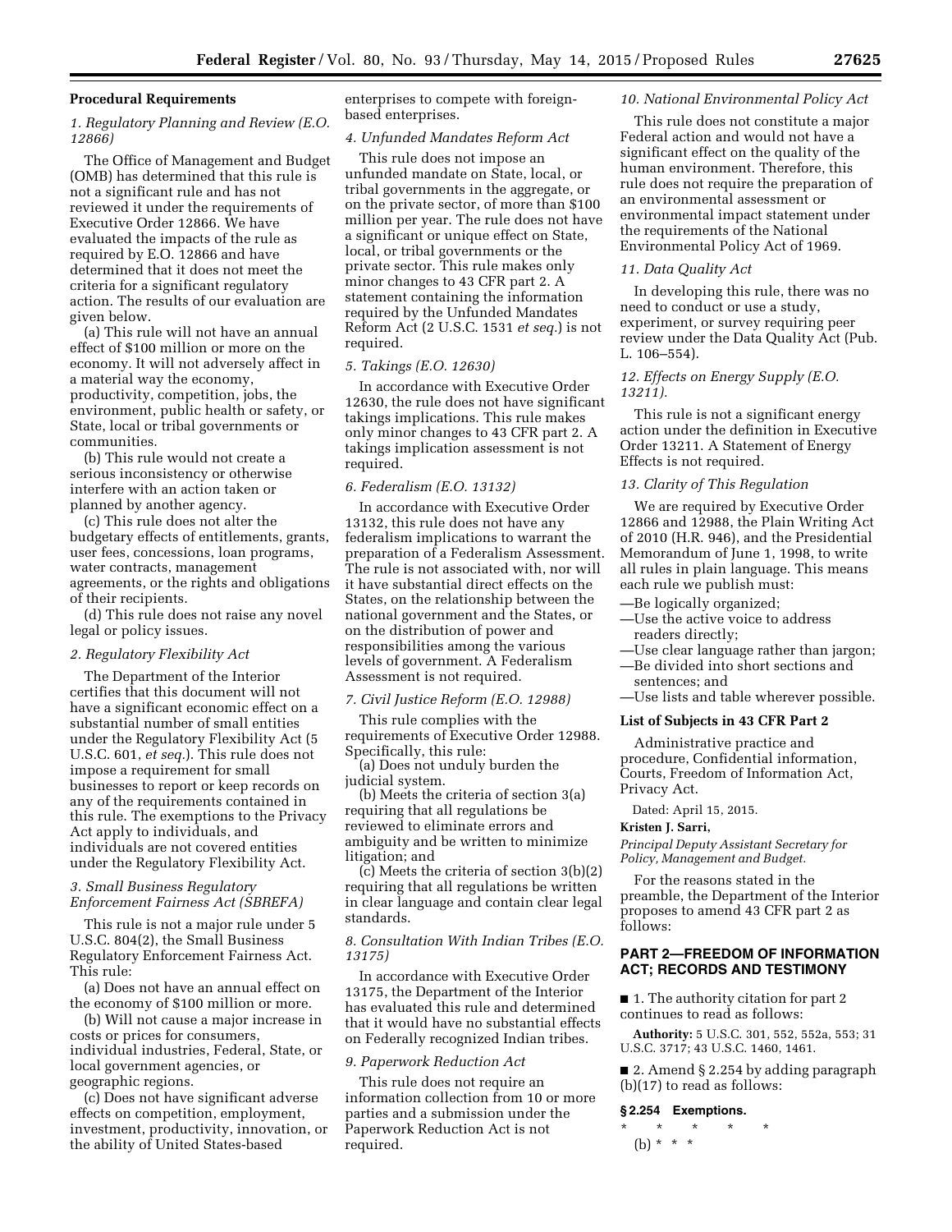## Procedural Requirements

### *1. Regulatory Planning and Review (E.O. 12866)*

The Office of Management and Budget (OMB) has determined that this rule is not a significant rule and has not reviewed it under the requirements of Executive Order 12866. We have evaluated the impacts of the rule as required by E.O. 12866 and have determined that it does not meet the criteria for a significant regulatory action. The results of our evaluation are given below.

(a) This rule will not have an annual effect of $100 million or more on the economy. It will not adversely affect in a material way the economy, productivity, competition, jobs, the environment, public health or safety, or State, local or tribal governments or communities.

(b) This rule would not create a serious inconsistency or otherwise interfere with an action taken or planned by another agency.

(c) This rule does not alter the budgetary effects of entitlements, grants, user fees, concessions, loan programs, water contracts, management agreements, or the rights and obligations of their recipients.

(d) This rule does not raise any novel legal or policy issues.

### *2. Regulatory Flexibility Act*

The Department of the Interior certifies that this document will not have a significant economic effect on a substantial number of small entities under the Regulatory Flexibility Act (5 U.S.C. 601, *et seq.*). This rule does not impose a requirement for small businesses to report or keep records on any of the requirements contained in this rule. The exemptions to the Privacy Act apply to individuals, and individuals are not covered entities under the Regulatory Flexibility Act.

### *3. Small Business Regulatory Enforcement Fairness Act (SBREFA)*

This rule is not a major rule under 5 U.S.C. 804(2), the Small Business Regulatory Enforcement Fairness Act. This rule:

(a) Does not have an annual effect on the economy of $100 million or more.

(b) Will not cause a major increase in costs or prices for consumers, individual industries, Federal, State, or local government agencies, or geographic regions.

(c) Does not have significant adverse effects on competition, employment, investment, productivity, innovation, or the ability of United States-based enterprises to compete with foreign-based enterprises.

### *4. Unfunded Mandates Reform Act*

This rule does not impose an unfunded mandate on State, local, or tribal governments in the aggregate, or on the private sector, of more than $100 million per year. The rule does not have a significant or unique effect on State, local, or tribal governments or the private sector. This rule makes only minor changes to 43 CFR part 2. A statement containing the information required by the Unfunded Mandates Reform Act (2 U.S.C. 1531 *et seq.*) is not required.

### *5. Takings (E.O. 12630)*

In accordance with Executive Order 12630, the rule does not have significant takings implications. This rule makes only minor changes to 43 CFR part 2. A takings implication assessment is not required.

### *6. Federalism (E.O. 13132)*

In accordance with Executive Order 13132, this rule does not have any federalism implications to warrant the preparation of a Federalism Assessment. The rule is not associated with, nor will it have substantial direct effects on the States, on the relationship between the national government and the States, or on the distribution of power and responsibilities among the various levels of government. A Federalism Assessment is not required.

### *7. Civil Justice Reform (E.O. 12988)*

This rule complies with the requirements of Executive Order 12988. Specifically, this rule:

(a) Does not unduly burden the judicial system.

(b) Meets the criteria of section 3(a) requiring that all regulations be reviewed to eliminate errors and ambiguity and be written to minimize litigation; and

(c) Meets the criteria of section 3(b)(2) requiring that all regulations be written in clear language and contain clear legal standards.

### *8. Consultation With Indian Tribes (E.O. 13175)*

In accordance with Executive Order 13175, the Department of the Interior has evaluated this rule and determined that it would have no substantial effects on Federally recognized Indian tribes.

### *9. Paperwork Reduction Act*

This rule does not require an information collection from 10 or more parties and a submission under the Paperwork Reduction Act is not required.

### *10. National Environmental Policy Act*

This rule does not constitute a major Federal action and would not have a significant effect on the quality of the human environment. Therefore, this rule does not require the preparation of an environmental assessment or environmental impact statement under the requirements of the National Environmental Policy Act of 1969.

### *11. Data Quality Act*

In developing this rule, there was no need to conduct or use a study, experiment, or survey requiring peer review under the Data Quality Act (Pub. L. 106–554).

### *12. Effects on Energy Supply (E.O. 13211).*

This rule is not a significant energy action under the definition in Executive Order 13211. A Statement of Energy Effects is not required.

### *13. Clarity of This Regulation*

We are required by Executive Order 12866 and 12988, the Plain Writing Act of 2010 (H.R. 946), and the Presidential Memorandum of June 1, 1998, to write all rules in plain language. This means each rule we publish must:

—Be logically organized;
—Use the active voice to address readers directly;
—Use clear language rather than jargon;
—Be divided into short sections and sentences; and
—Use lists and table wherever possible.

## List of Subjects in 43 CFR Part 2

Administrative practice and procedure, Confidential information, Courts, Freedom of Information Act, Privacy Act.

Dated: April 15, 2015.

**Kristen J. Sarri,**

*Principal Deputy Assistant Secretary for Policy, Management and Budget.*

For the reasons stated in the preamble, the Department of the Interior proposes to amend 43 CFR part 2 as follows:

## PART 2—FREEDOM OF INFORMATION ACT; RECORDS AND TESTIMONY

■ 1. The authority citation for part 2 continues to read as follows:

**Authority:** 5 U.S.C. 301, 552, 552a, 553; 31 U.S.C. 3717; 43 U.S.C. 1460, 1461.

■ 2. Amend § 2.254 by adding paragraph (b)(17) to read as follows:

**§ 2.254 Exemptions.**

\* \* \* \* \*

(b) \* \* \*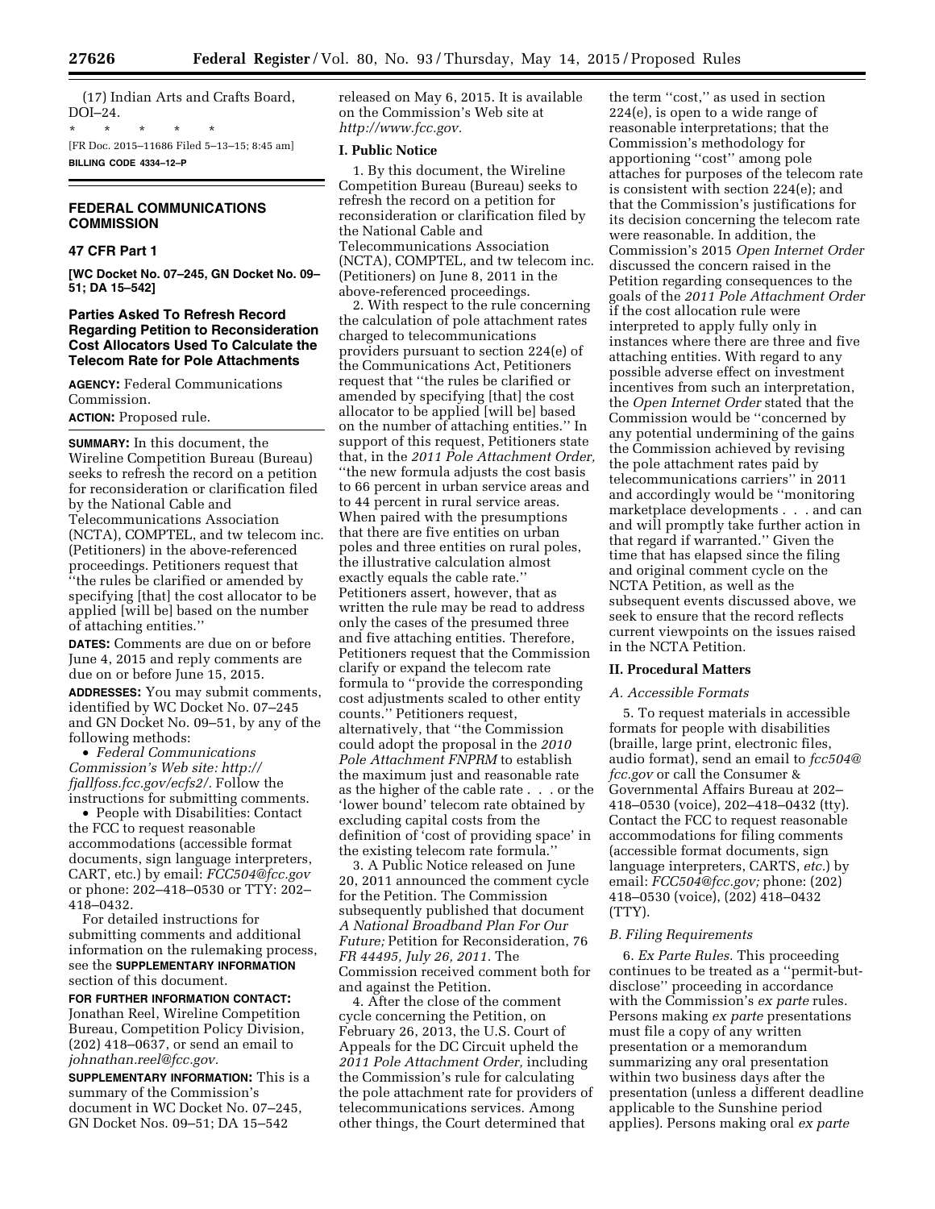(17) Indian Arts and Crafts Board, DOI–24.

\* \* \* \* \*

[FR Doc. 2015–11686 Filed 5–13–15; 8:45 am]

**BILLING CODE 4334–12–P**

## FEDERAL COMMUNICATIONS COMMISSION

### 47 CFR Part 1

**[WC Docket No. 07–245, GN Docket No. 09–51; DA 15–542]**

### Parties Asked To Refresh Record Regarding Petition to Reconsideration Cost Allocators Used To Calculate the Telecom Rate for Pole Attachments

**AGENCY:** Federal Communications Commission.

**ACTION:** Proposed rule.

**SUMMARY:** In this document, the Wireline Competition Bureau (Bureau) seeks to refresh the record on a petition for reconsideration or clarification filed by the National Cable and Telecommunications Association (NCTA), COMPTEL, and tw telecom inc. (Petitioners) in the above-referenced proceedings. Petitioners request that "the rules be clarified or amended by specifying [that] the cost allocator to be applied [will be] based on the number of attaching entities."

**DATES:** Comments are due on or before June 4, 2015 and reply comments are due on or before June 15, 2015.

**ADDRESSES:** You may submit comments, identified by WC Docket No. 07–245 and GN Docket No. 09–51, by any of the following methods:

- *Federal Communications Commission's Web site: http://fjallfoss.fcc.gov/ecfs2/.* Follow the instructions for submitting comments.
- People with Disabilities: Contact the FCC to request reasonable accommodations (accessible format documents, sign language interpreters, CART, etc.) by email: *FCC504@fcc.gov* or phone: 202–418–0530 or TTY: 202–418–0432.

For detailed instructions for submitting comments and additional information on the rulemaking process, see the **SUPPLEMENTARY INFORMATION** section of this document.

**FOR FURTHER INFORMATION CONTACT:** Jonathan Reel, Wireline Competition Bureau, Competition Policy Division, (202) 418–0637, or send an email to *johnathan.reel@fcc.gov.*

**SUPPLEMENTARY INFORMATION:** This is a summary of the Commission's document in WC Docket No. 07–245, GN Docket Nos. 09–51; DA 15–542 released on May 6, 2015. It is available on the Commission's Web site at *http://www.fcc.gov.*

#### I. Public Notice

1. By this document, the Wireline Competition Bureau (Bureau) seeks to refresh the record on a petition for reconsideration or clarification filed by the National Cable and Telecommunications Association (NCTA), COMPTEL, and tw telecom inc. (Petitioners) on June 8, 2011 in the above-referenced proceedings.

2. With respect to the rule concerning the calculation of pole attachment rates charged to telecommunications providers pursuant to section 224(e) of the Communications Act, Petitioners request that "the rules be clarified or amended by specifying [that] the cost allocator to be applied [will be] based on the number of attaching entities." In support of this request, Petitioners state that, in the *2011 Pole Attachment Order,* "the new formula adjusts the cost basis to 66 percent in urban service areas and to 44 percent in rural service areas. When paired with the presumptions that there are five entities on urban poles and three entities on rural poles, the illustrative calculation almost exactly equals the cable rate." Petitioners assert, however, that as written the rule may be read to address only the cases of the presumed three and five attaching entities. Therefore, Petitioners request that the Commission clarify or expand the telecom rate formula to "provide the corresponding cost adjustments scaled to other entity counts." Petitioners request, alternatively, that "the Commission could adopt the proposal in the *2010 Pole Attachment FNPRM* to establish the maximum just and reasonable rate as the higher of the cable rate . . . or the 'lower bound' telecom rate obtained by excluding capital costs from the definition of 'cost of providing space' in the existing telecom rate formula."

3. A Public Notice released on June 20, 2011 announced the comment cycle for the Petition. The Commission subsequently published that document *A National Broadband Plan For Our Future;* Petition for Reconsideration, 76 *FR 44495, July 26, 2011.* The Commission received comment both for and against the Petition.

4. After the close of the comment cycle concerning the Petition, on February 26, 2013, the U.S. Court of Appeals for the DC Circuit upheld the *2011 Pole Attachment Order,* including the Commission's rule for calculating the pole attachment rate for providers of telecommunications services. Among other things, the Court determined that the term "cost," as used in section 224(e), is open to a wide range of reasonable interpretations; that the Commission's methodology for apportioning "cost" among pole attaches for purposes of the telecom rate is consistent with section 224(e); and that the Commission's justifications for its decision concerning the telecom rate were reasonable. In addition, the Commission's 2015 *Open Internet Order* discussed the concern raised in the Petition regarding consequences to the goals of the *2011 Pole Attachment Order* if the cost allocation rule were interpreted to apply fully only in instances where there are three and five attaching entities. With regard to any possible adverse effect on investment incentives from such an interpretation, the *Open Internet Order* stated that the Commission would be "concerned by any potential undermining of the gains the Commission achieved by revising the pole attachment rates paid by telecommunications carriers" in 2011 and accordingly would be "monitoring marketplace developments . . . and can and will promptly take further action in that regard if warranted." Given the time that has elapsed since the filing and original comment cycle on the NCTA Petition, as well as the subsequent events discussed above, we seek to ensure that the record reflects current viewpoints on the issues raised in the NCTA Petition.

#### II. Procedural Matters

##### *A. Accessible Formats*

5. To request materials in accessible formats for people with disabilities (braille, large print, electronic files, audio format), send an email to *fcc504@fcc.gov* or call the Consumer & Governmental Affairs Bureau at 202–418–0530 (voice), 202–418–0432 (tty). Contact the FCC to request reasonable accommodations for filing comments (accessible format documents, sign language interpreters, CARTS, *etc.*) by email: *FCC504@fcc.gov;* phone: (202) 418–0530 (voice), (202) 418–0432 (TTY).

##### *B. Filing Requirements*

6. *Ex Parte Rules.* This proceeding continues to be treated as a "permit-but-disclose" proceeding in accordance with the Commission's *ex parte* rules. Persons making *ex parte* presentations must file a copy of any written presentation or a memorandum summarizing any oral presentation within two business days after the presentation (unless a different deadline applicable to the Sunshine period applies). Persons making oral *ex parte*